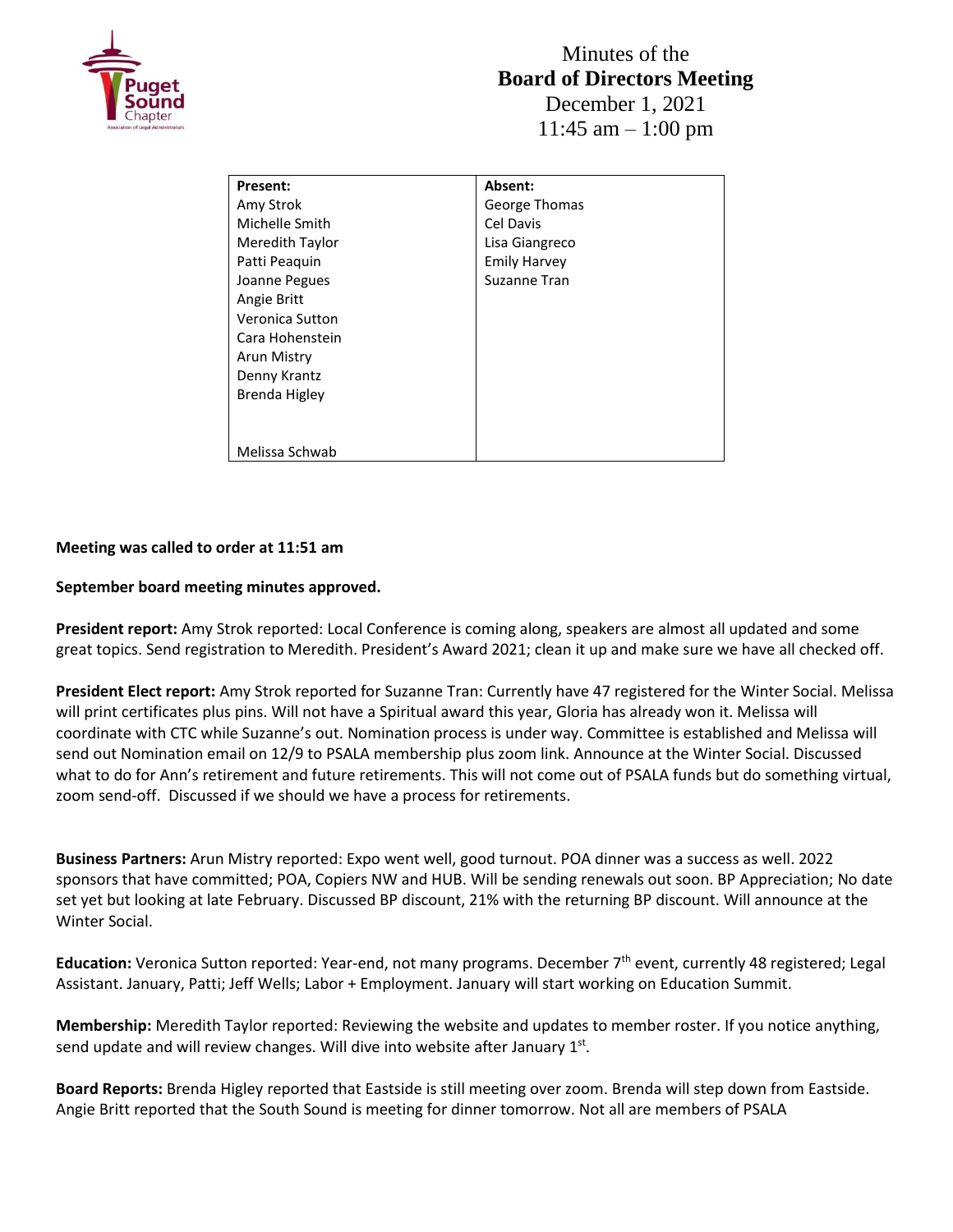# Minutes of the
## Board of Directors Meeting
December 1, 2021
11:45 am – 1:00 pm

| Present: | Absent: |
| --- | --- |
| Amy Strok | George Thomas |
| Michelle Smith | Cel Davis |
| Meredith Taylor | Lisa Giangreco |
| Patti Peaquin | Emily Harvey |
| Joanne Pegues | Suzanne Tran |
| Angie Britt | |
| Veronica Sutton | |
| Cara Hohenstein | |
| Arun Mistry | |
| Denny Krantz | |
| Brenda Higley | |
| | |
| Melissa Schwab | |

**Meeting was called to order at 11:51 am**

**September board meeting minutes approved.**

**President report:** Amy Strok reported: Local Conference is coming along, speakers are almost all updated and some great topics. Send registration to Meredith. President's Award 2021; clean it up and make sure we have all checked off.

**President Elect report:** Amy Strok reported for Suzanne Tran: Currently have 47 registered for the Winter Social. Melissa will print certificates plus pins. Will not have a Spiritual award this year, Gloria has already won it. Melissa will coordinate with CTC while Suzanne's out. Nomination process is under way. Committee is established and Melissa will send out Nomination email on 12/9 to PSALA membership plus zoom link. Announce at the Winter Social. Discussed what to do for Ann's retirement and future retirements. This will not come out of PSALA funds but do something virtual, zoom send-off. Discussed if we should we have a process for retirements.

**Business Partners:** Arun Mistry reported: Expo went well, good turnout. POA dinner was a success as well. 2022 sponsors that have committed; POA, Copiers NW and HUB. Will be sending renewals out soon. BP Appreciation; No date set yet but looking at late February. Discussed BP discount, 21% with the returning BP discount. Will announce at the Winter Social.

**Education:** Veronica Sutton reported: Year-end, not many programs. December 7th event, currently 48 registered; Legal Assistant. January, Patti; Jeff Wells; Labor + Employment. January will start working on Education Summit.

**Membership:** Meredith Taylor reported: Reviewing the website and updates to member roster. If you notice anything, send update and will review changes. Will dive into website after January 1st.

**Board Reports:** Brenda Higley reported that Eastside is still meeting over zoom. Brenda will step down from Eastside. Angie Britt reported that the South Sound is meeting for dinner tomorrow. Not all are members of PSALA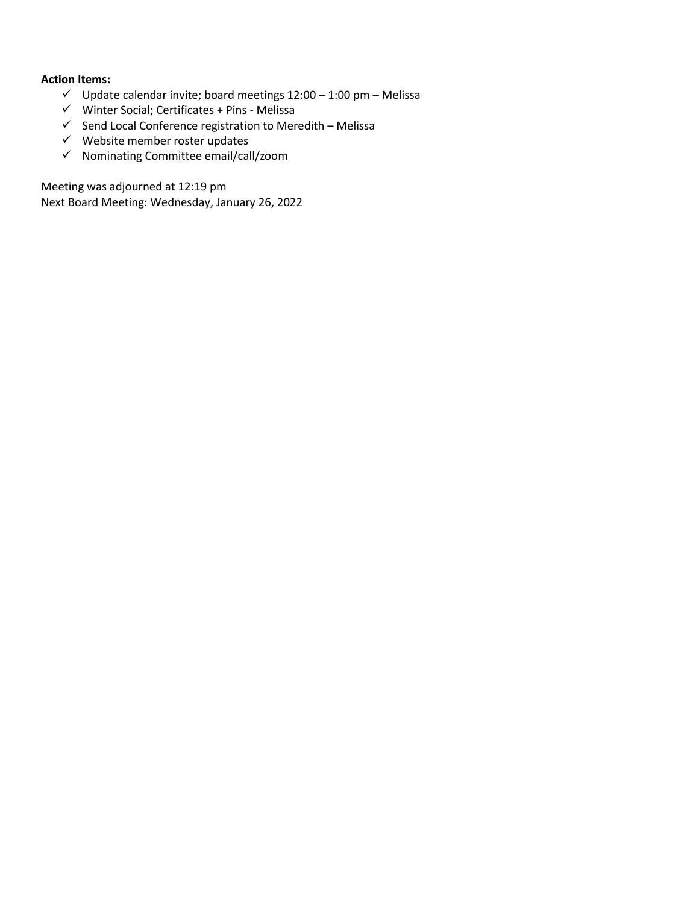**Action Items:**

- ✓ Update calendar invite; board meetings 12:00 – 1:00 pm – Melissa
- ✓ Winter Social; Certificates + Pins - Melissa
- ✓ Send Local Conference registration to Meredith – Melissa
- ✓ Website member roster updates
- ✓ Nominating Committee email/call/zoom

Meeting was adjourned at 12:19 pm
Next Board Meeting: Wednesday, January 26, 2022